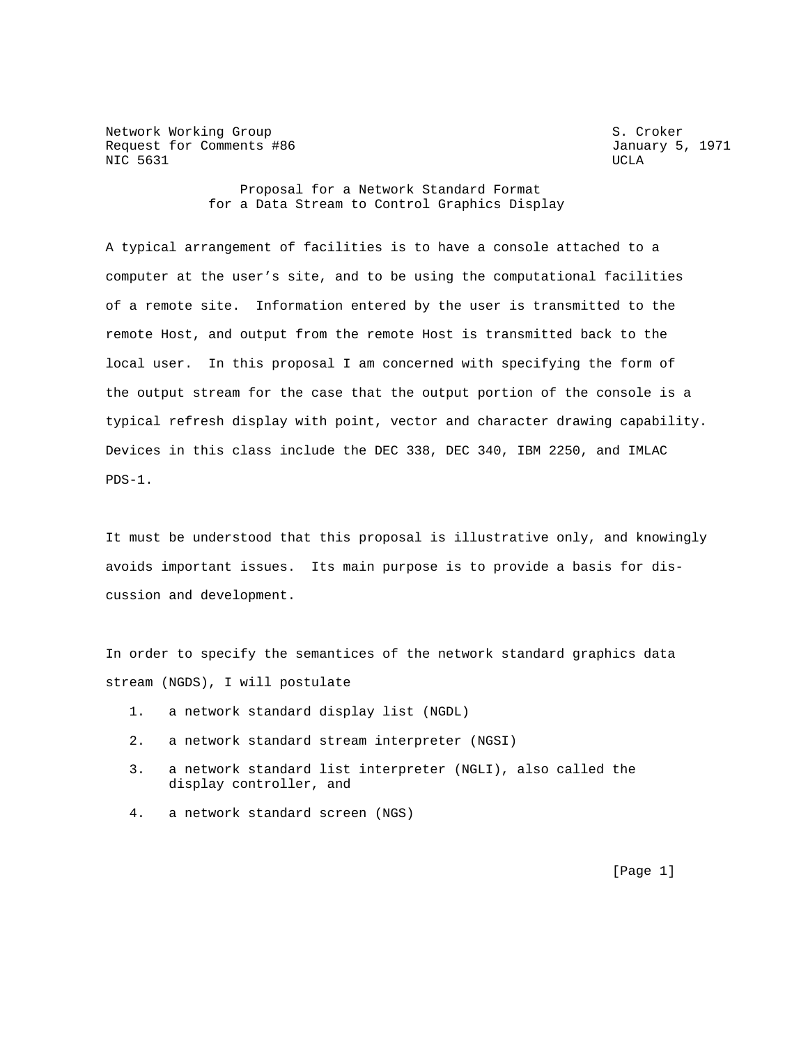Network Working Group                                                S. Croker
Request for Comments #86                                       January 5, 1971
NIC 5631                                                                 UCLA

# Proposal for a Network Standard Format for a Data Stream to Control Graphics Display

A typical arrangement of facilities is to have a console attached to a computer at the user’s site, and to be using the computational facilities of a remote site. Information entered by the user is transmitted to the remote Host, and output from the remote Host is transmitted back to the local user. In this proposal I am concerned with specifying the form of the output stream for the case that the output portion of the console is a typical refresh display with point, vector and character drawing capability. Devices in this class include the DEC 338, DEC 340, IBM 2250, and IMLAC PDS-1.

It must be understood that this proposal is illustrative only, and knowingly avoids important issues. Its main purpose is to provide a basis for discussion and development.

In order to specify the semantices of the network standard graphics data stream (NGDS), I will postulate

1. a network standard display list (NGDL)
2. a network standard stream interpreter (NGSI)
3. a network standard list interpreter (NGLI), also called the display controller, and
4. a network standard screen (NGS)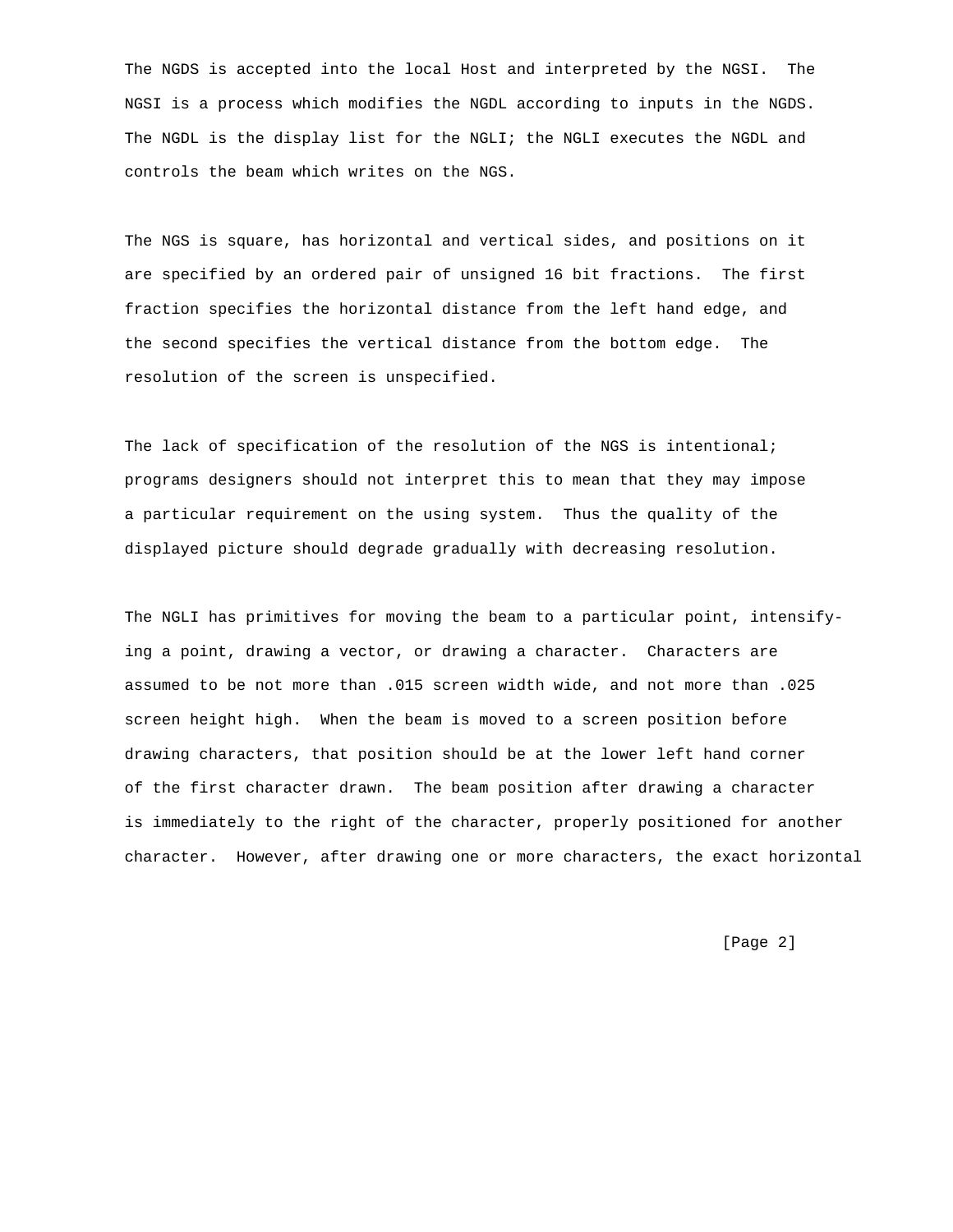The NGDS is accepted into the local Host and interpreted by the NGSI. The NGSI is a process which modifies the NGDL according to inputs in the NGDS. The NGDL is the display list for the NGLI; the NGLI executes the NGDL and controls the beam which writes on the NGS.

The NGS is square, has horizontal and vertical sides, and positions on it are specified by an ordered pair of unsigned 16 bit fractions. The first fraction specifies the horizontal distance from the left hand edge, and the second specifies the vertical distance from the bottom edge. The resolution of the screen is unspecified.

The lack of specification of the resolution of the NGS is intentional; programs designers should not interpret this to mean that they may impose a particular requirement on the using system. Thus the quality of the displayed picture should degrade gradually with decreasing resolution.

The NGLI has primitives for moving the beam to a particular point, intensifying a point, drawing a vector, or drawing a character. Characters are assumed to be not more than .015 screen width wide, and not more than .025 screen height high. When the beam is moved to a screen position before drawing characters, that position should be at the lower left hand corner of the first character drawn. The beam position after drawing a character is immediately to the right of the character, properly positioned for another character. However, after drawing one or more characters, the exact horizontal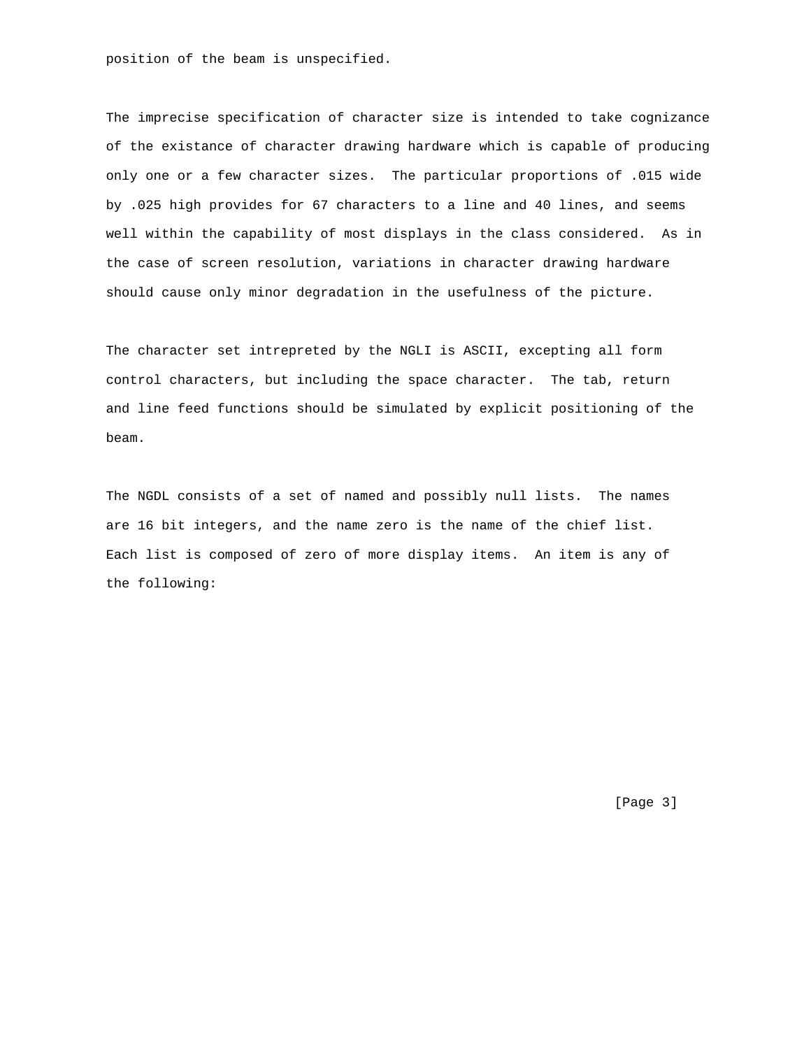position of the beam is unspecified.

The imprecise specification of character size is intended to take cognizance of the existance of character drawing hardware which is capable of producing only one or a few character sizes. The particular proportions of .015 wide by .025 high provides for 67 characters to a line and 40 lines, and seems well within the capability of most displays in the class considered. As in the case of screen resolution, variations in character drawing hardware should cause only minor degradation in the usefulness of the picture.

The character set intrepreted by the NGLI is ASCII, excepting all form control characters, but including the space character. The tab, return and line feed functions should be simulated by explicit positioning of the beam.

The NGDL consists of a set of named and possibly null lists. The names are 16 bit integers, and the name zero is the name of the chief list. Each list is composed of zero of more display items. An item is any of the following: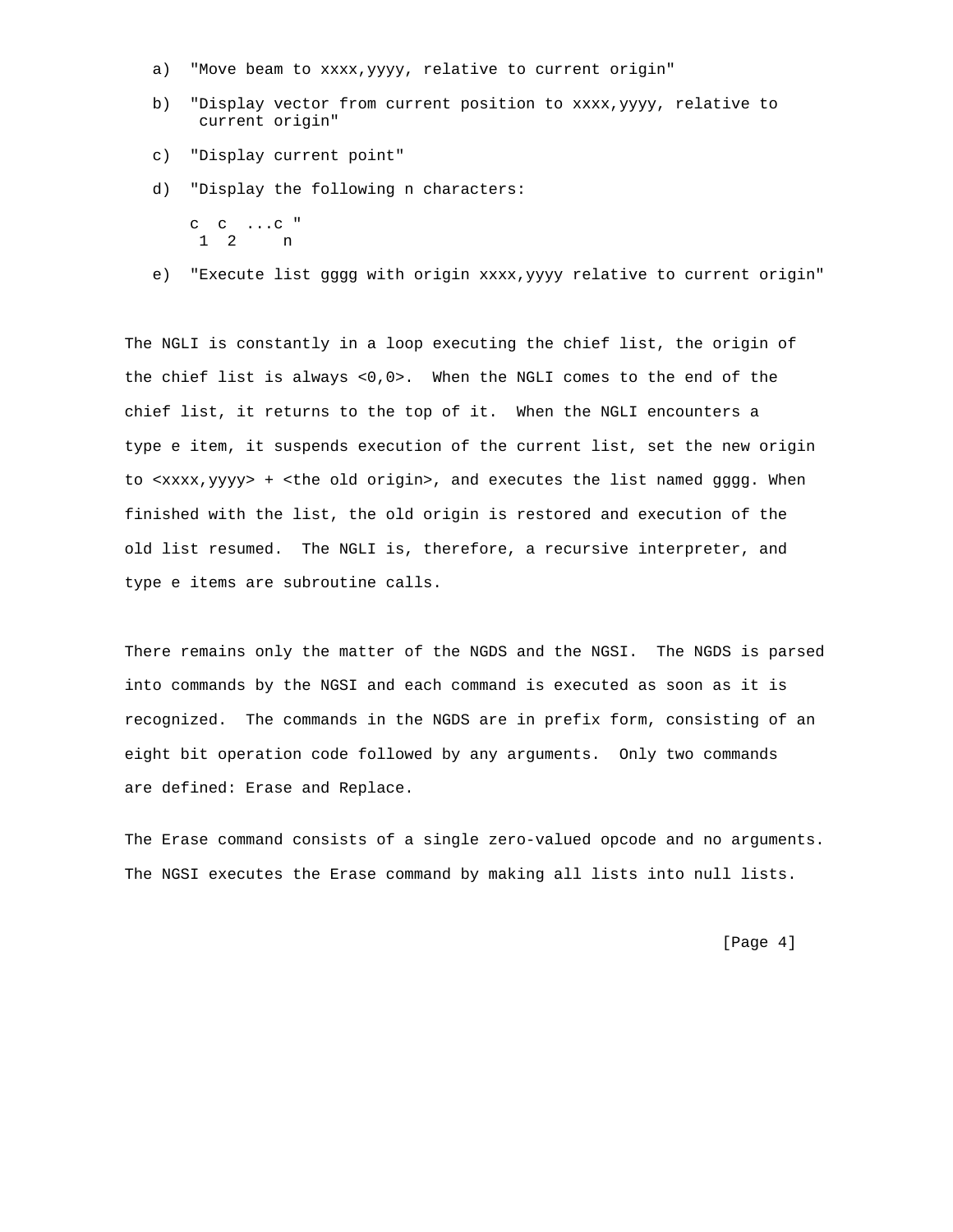a) "Move beam to xxxx,yyyy, relative to current origin"

b) "Display vector from current position to xxxx,yyyy, relative to current origin"

c) "Display current point"

d) "Display the following n characters:

   $c_1$ $c_2$ ...$c_n$ "

e) "Execute list gggg with origin xxxx,yyyy relative to current origin"

The NGLI is constantly in a loop executing the chief list, the origin of the chief list is always <0,0>. When the NGLI comes to the end of the chief list, it returns to the top of it. When the NGLI encounters a type e item, it suspends execution of the current list, set the new origin to <xxxx,yyyy> + <the old origin>, and executes the list named gggg. When finished with the list, the old origin is restored and execution of the old list resumed. The NGLI is, therefore, a recursive interpreter, and type e items are subroutine calls.

There remains only the matter of the NGDS and the NGSI. The NGDS is parsed into commands by the NGSI and each command is executed as soon as it is recognized. The commands in the NGDS are in prefix form, consisting of an eight bit operation code followed by any arguments. Only two commands are defined: Erase and Replace.

The Erase command consists of a single zero-valued opcode and no arguments. The NGSI executes the Erase command by making all lists into null lists.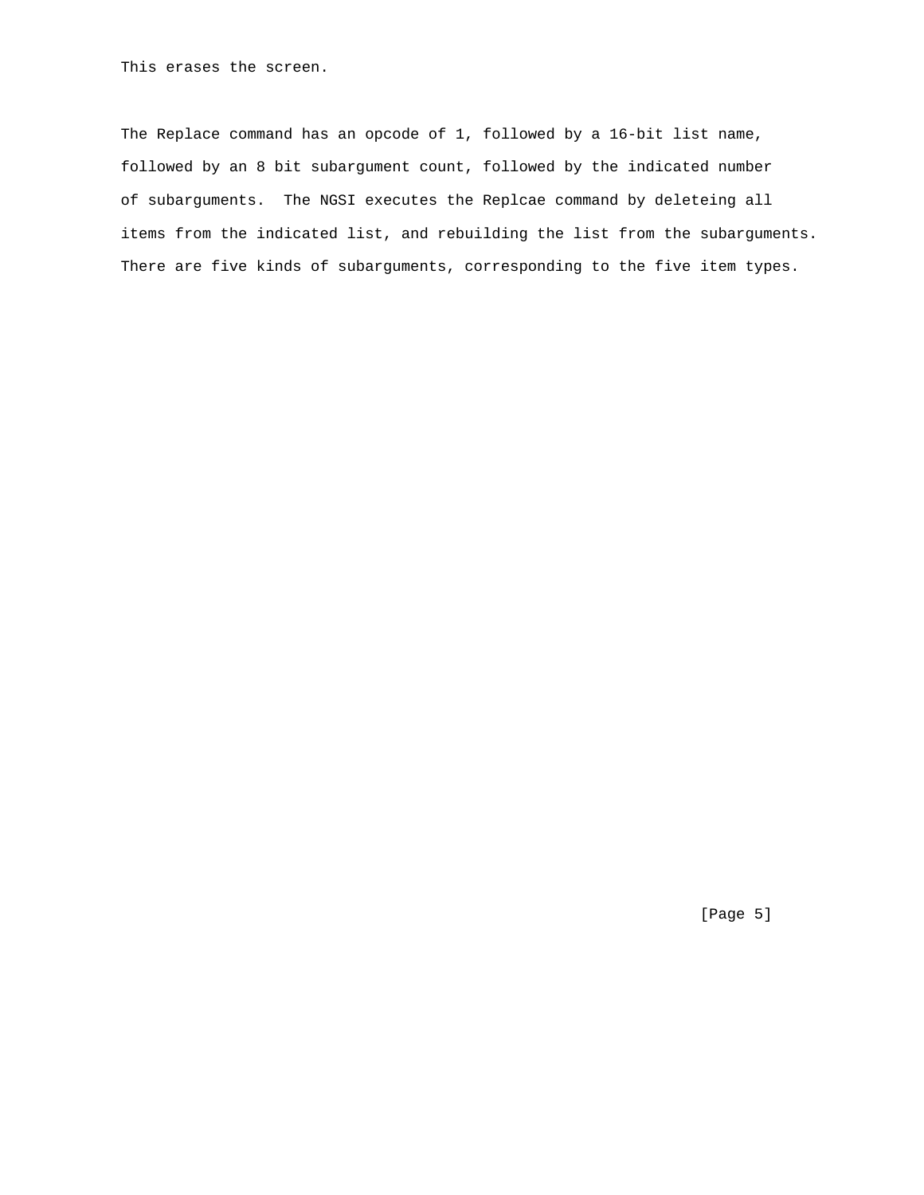This erases the screen.

The Replace command has an opcode of 1, followed by a 16-bit list name, followed by an 8 bit subargument count, followed by the indicated number of subarguments. The NGSI executes the Replcae command by deleteing all items from the indicated list, and rebuilding the list from the subarguments. There are five kinds of subarguments, corresponding to the five item types.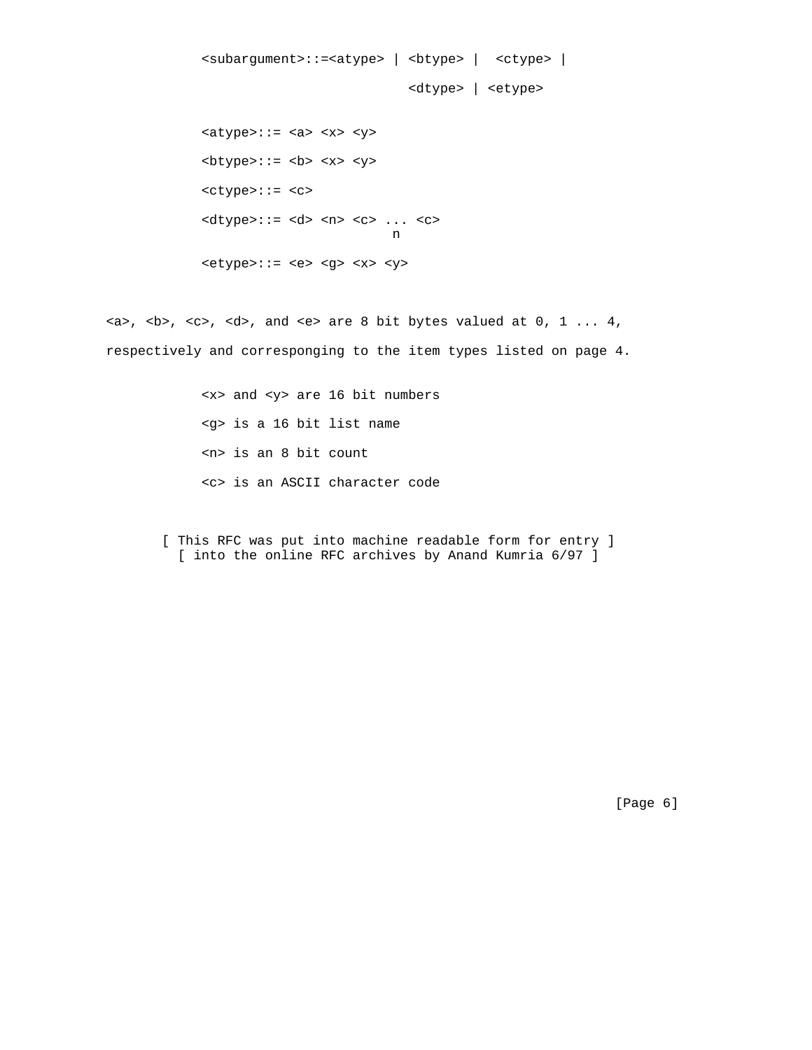```
<subargument>::=<atype> | <btype> |  <ctype> |

                         <dtype> | <etype>

<atype>::= <a> <x> <y>

<btype>::= <b> <x> <y>

<ctype>::= <c>

<dtype>::= <d> <n> <c> ... <c>
                       n

<etype>::= <e> <g> <x> <y>
```

<a>, <b>, <c>, <d>, and <e> are 8 bit bytes valued at 0, 1 ... 4, respectively and corresponging to the item types listed on page 4.

<x> and <y> are 16 bit numbers

<g> is a 16 bit list name

<n> is an 8 bit count

<c> is an ASCII character code

[ This RFC was put into machine readable form for entry ]
[ into the online RFC archives by Anand Kumria 6/97 ]